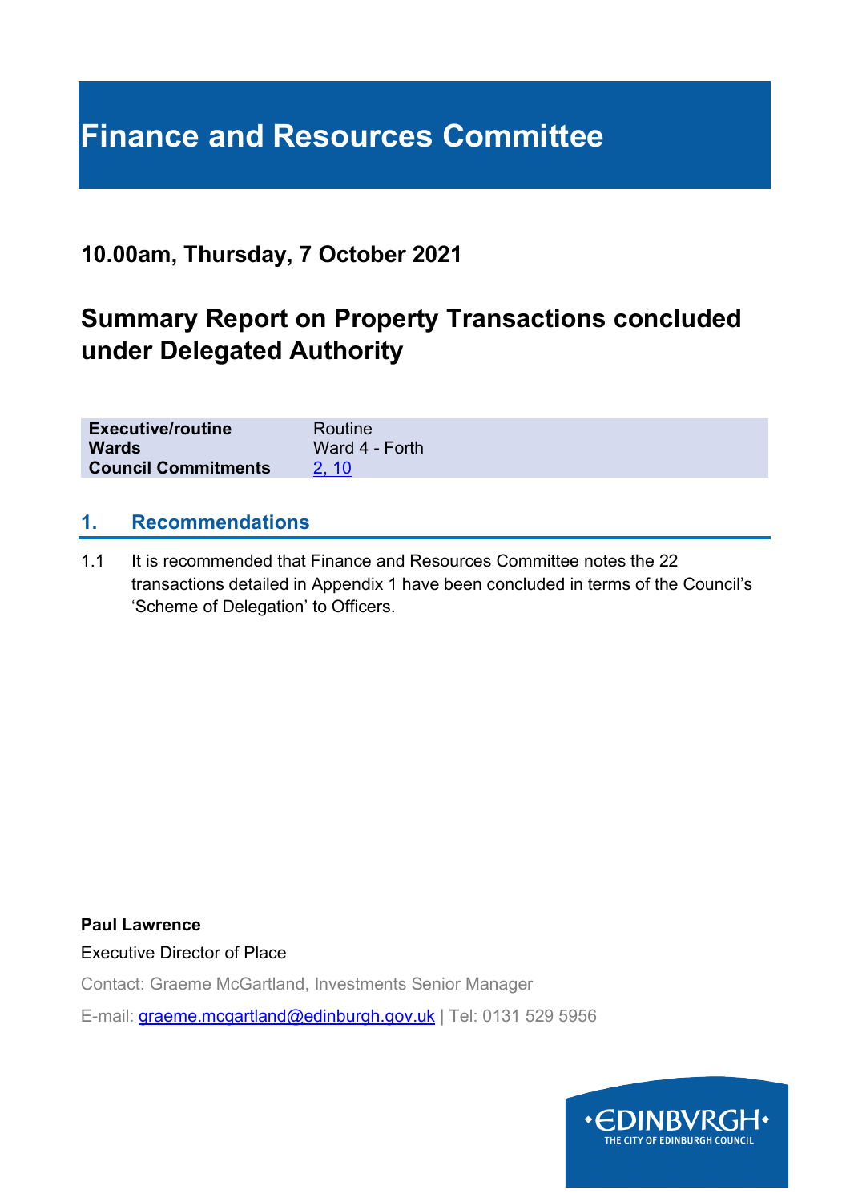# Finance and Resources Committee

## 10.00am, Thursday, 7 October 2021

## Summary Report on Property Transactions concluded under Delegated Authority

| | |
|---|---|
| **Executive/routine** | Routine |
| **Wards** | Ward 4 - Forth |
| **Council Commitments** | 2, 10 |

### 1. Recommendations

1.1 It is recommended that Finance and Resources Committee notes the 22 transactions detailed in Appendix 1 have been concluded in terms of the Council's 'Scheme of Delegation' to Officers.

**Paul Lawrence**

Executive Director of Place

Contact: Graeme McGartland, Investments Senior Manager

E-mail: graeme.mcgartland@edinburgh.gov.uk | Tel: 0131 529 5956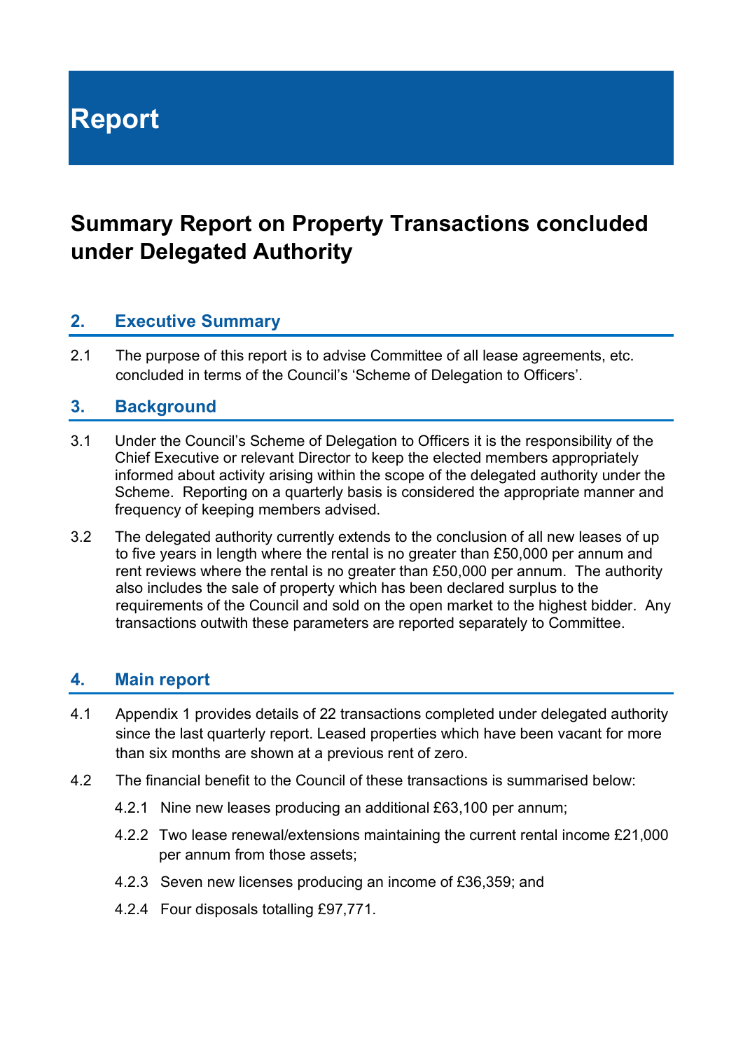# Report

## Summary Report on Property Transactions concluded under Delegated Authority

### 2. Executive Summary

2.1 The purpose of this report is to advise Committee of all lease agreements, etc. concluded in terms of the Council's 'Scheme of Delegation to Officers'.

### 3. Background

3.1 Under the Council's Scheme of Delegation to Officers it is the responsibility of the Chief Executive or relevant Director to keep the elected members appropriately informed about activity arising within the scope of the delegated authority under the Scheme. Reporting on a quarterly basis is considered the appropriate manner and frequency of keeping members advised.

3.2 The delegated authority currently extends to the conclusion of all new leases of up to five years in length where the rental is no greater than £50,000 per annum and rent reviews where the rental is no greater than £50,000 per annum. The authority also includes the sale of property which has been declared surplus to the requirements of the Council and sold on the open market to the highest bidder. Any transactions outwith these parameters are reported separately to Committee.

### 4. Main report

4.1 Appendix 1 provides details of 22 transactions completed under delegated authority since the last quarterly report. Leased properties which have been vacant for more than six months are shown at a previous rent of zero.

4.2 The financial benefit to the Council of these transactions is summarised below:

4.2.1 Nine new leases producing an additional £63,100 per annum;

4.2.2 Two lease renewal/extensions maintaining the current rental income £21,000 per annum from those assets;

4.2.3 Seven new licenses producing an income of £36,359; and

4.2.4 Four disposals totalling £97,771.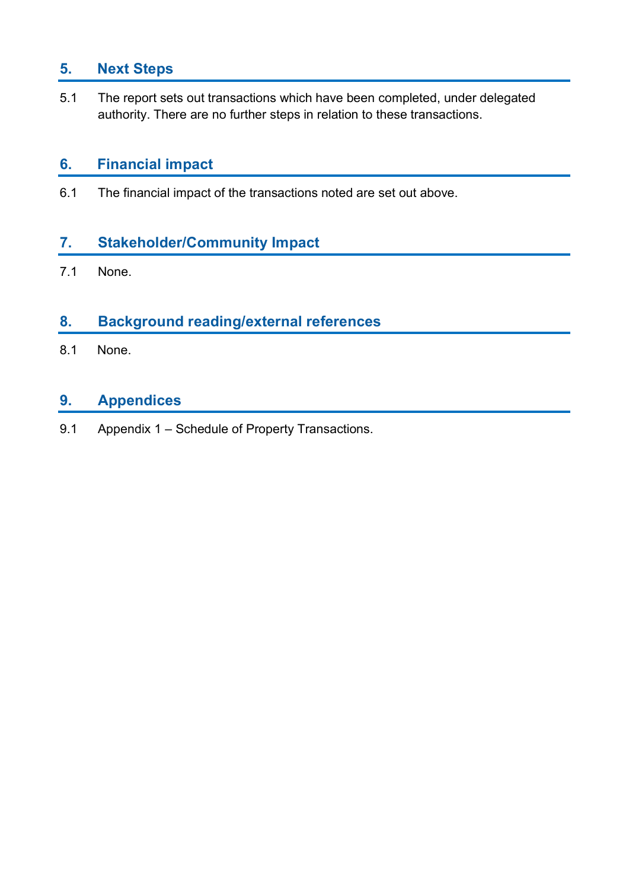## 5. Next Steps

5.1 The report sets out transactions which have been completed, under delegated authority. There are no further steps in relation to these transactions.

## 6. Financial impact

6.1 The financial impact of the transactions noted are set out above.

## 7. Stakeholder/Community Impact

7.1 None.

## 8. Background reading/external references

8.1 None.

## 9. Appendices

9.1 Appendix 1 – Schedule of Property Transactions.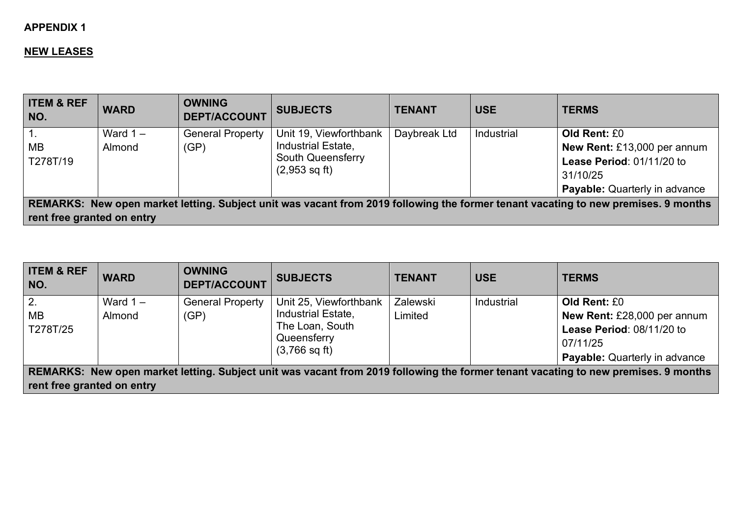**APPENDIX 1**

**NEW LEASES**

| ITEM & REF NO. | WARD | OWNING DEPT/ACCOUNT | SUBJECTS | TENANT | USE | TERMS |
|---|---|---|---|---|---|---|
| 1.<br>MB<br>T278T/19 | Ward 1 – Almond | General Property (GP) | Unit 19, Viewforthbank Industrial Estate, South Queensferry (2,953 sq ft) | Daybreak Ltd | Industrial | **Old Rent:** £0<br>**New Rent:** £13,000 per annum<br>**Lease Period**: 01/11/20 to 31/10/25<br>**Payable:** Quarterly in advance |
| **REMARKS: New open market letting. Subject unit was vacant from 2019 following the former tenant vacating to new premises. 9 months rent free granted on entry** | | | | | | |

| ITEM & REF NO. | WARD | OWNING DEPT/ACCOUNT | SUBJECTS | TENANT | USE | TERMS |
|---|---|---|---|---|---|---|
| 2.<br>MB<br>T278T/25 | Ward 1 – Almond | General Property (GP) | Unit 25, Viewforthbank Industrial Estate, The Loan, South Queensferry (3,766 sq ft) | Zalewski Limited | Industrial | **Old Rent:** £0<br>**New Rent:** £28,000 per annum<br>**Lease Period**: 08/11/20 to 07/11/25<br>**Payable:** Quarterly in advance |
| **REMARKS: New open market letting. Subject unit was vacant from 2019 following the former tenant vacating to new premises. 9 months rent free granted on entry** | | | | | | |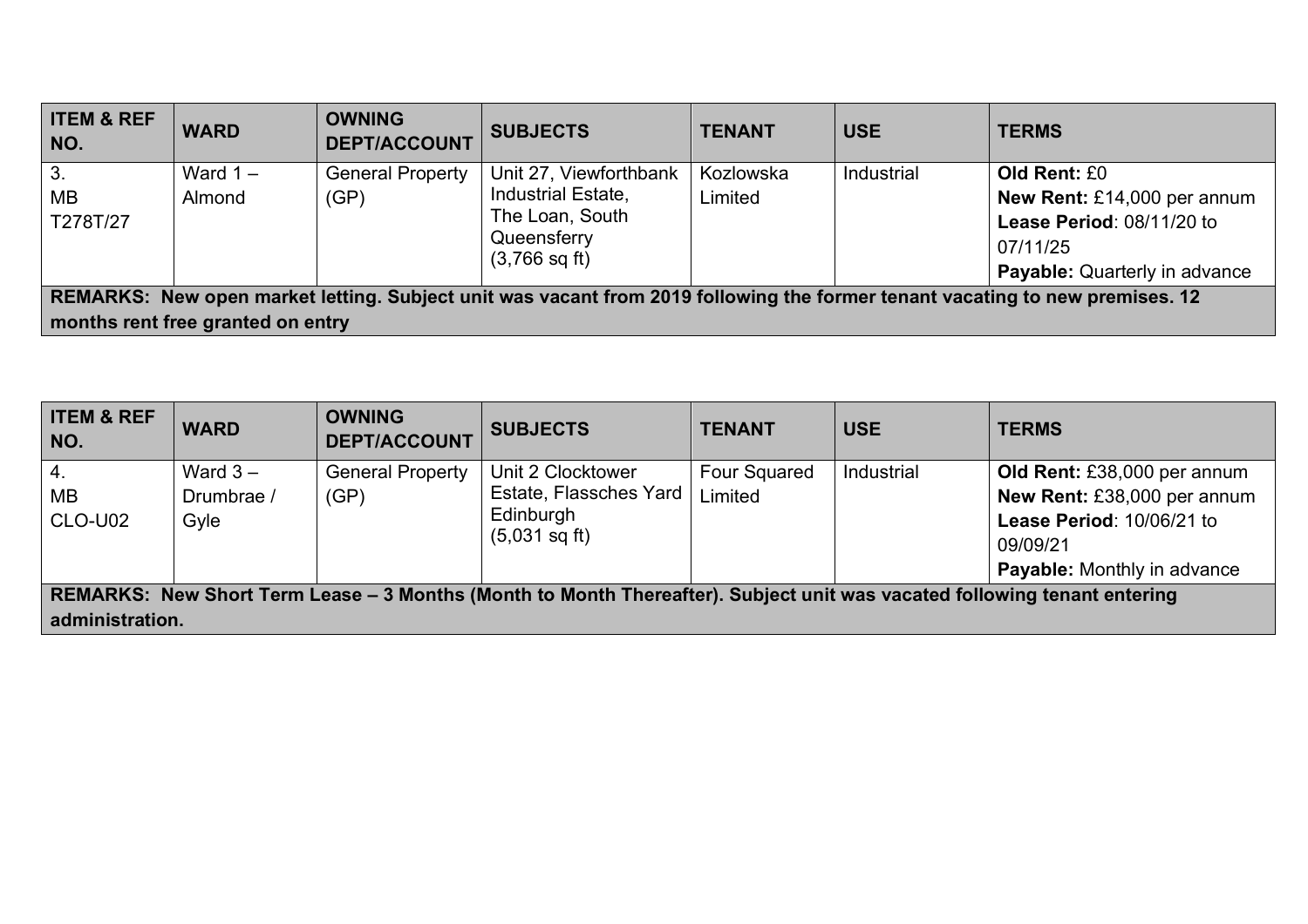| ITEM & REF NO. | WARD | OWNING DEPT/ACCOUNT | SUBJECTS | TENANT | USE | TERMS |
|---|---|---|---|---|---|---|
| 3.<br>MB<br>T278T/27 | Ward 1 – Almond | General Property (GP) | Unit 27, Viewforthbank Industrial Estate, The Loan, South Queensferry (3,766 sq ft) | Kozlowska Limited | Industrial | **Old Rent:** £0<br>**New Rent:** £14,000 per annum<br>**Lease Period**: 08/11/20 to 07/11/25<br>**Payable:** Quarterly in advance |
| **REMARKS: New open market letting. Subject unit was vacant from 2019 following the former tenant vacating to new premises. 12 months rent free granted on entry** | | | | | | |

| ITEM & REF NO. | WARD | OWNING DEPT/ACCOUNT | SUBJECTS | TENANT | USE | TERMS |
|---|---|---|---|---|---|---|
| 4.<br>MB<br>CLO-U02 | Ward 3 – Drumbrae / Gyle | General Property (GP) | Unit 2 Clocktower Estate, Flassches Yard Edinburgh (5,031 sq ft) | Four Squared Limited | Industrial | **Old Rent:** £38,000 per annum<br>**New Rent:** £38,000 per annum<br>**Lease Period**: 10/06/21 to 09/09/21<br>**Payable:** Monthly in advance |
| **REMARKS: New Short Term Lease – 3 Months (Month to Month Thereafter). Subject unit was vacated following tenant entering administration.** | | | | | | |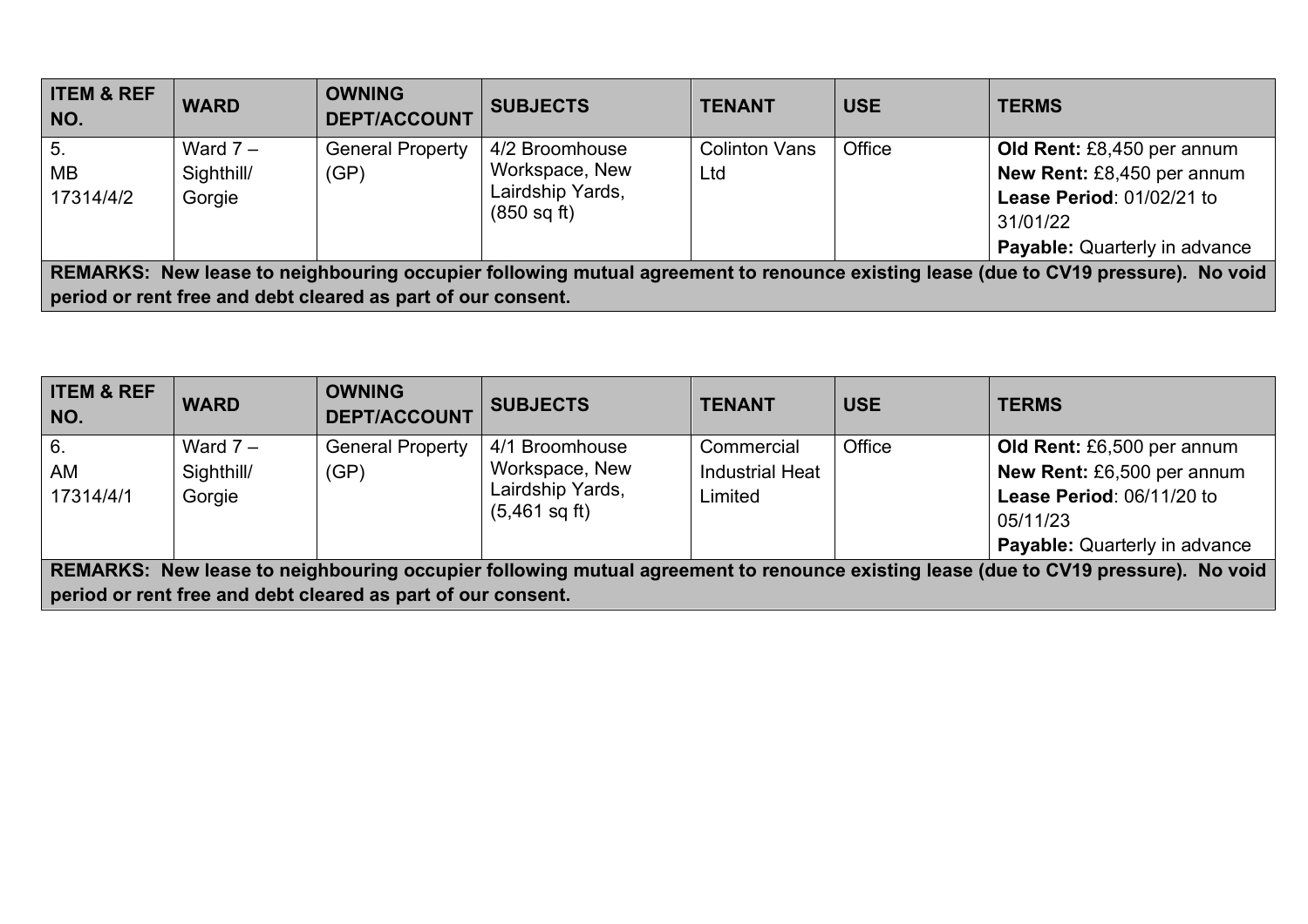| ITEM & REF NO. | WARD | OWNING DEPT/ACCOUNT | SUBJECTS | TENANT | USE | TERMS |
|---|---|---|---|---|---|---|
| 5. MB 17314/4/2 | Ward 7 – Sighthill/ Gorgie | General Property (GP) | 4/2 Broomhouse Workspace, New Lairdship Yards, (850 sq ft) | Colinton Vans Ltd | Office | **Old Rent:** £8,450 per annum **New Rent:** £8,450 per annum **Lease Period**: 01/02/21 to 31/01/22 **Payable:** Quarterly in advance |
| **REMARKS: New lease to neighbouring occupier following mutual agreement to renounce existing lease (due to CV19 pressure). No void period or rent free and debt cleared as part of our consent.** | | | | | | |

| ITEM & REF NO. | WARD | OWNING DEPT/ACCOUNT | SUBJECTS | TENANT | USE | TERMS |
|---|---|---|---|---|---|---|
| 6. AM 17314/4/1 | Ward 7 – Sighthill/ Gorgie | General Property (GP) | 4/1 Broomhouse Workspace, New Lairdship Yards, (5,461 sq ft) | Commercial Industrial Heat Limited | Office | **Old Rent:** £6,500 per annum **New Rent:** £6,500 per annum **Lease Period**: 06/11/20 to 05/11/23 **Payable:** Quarterly in advance |
| **REMARKS: New lease to neighbouring occupier following mutual agreement to renounce existing lease (due to CV19 pressure). No void period or rent free and debt cleared as part of our consent.** | | | | | | |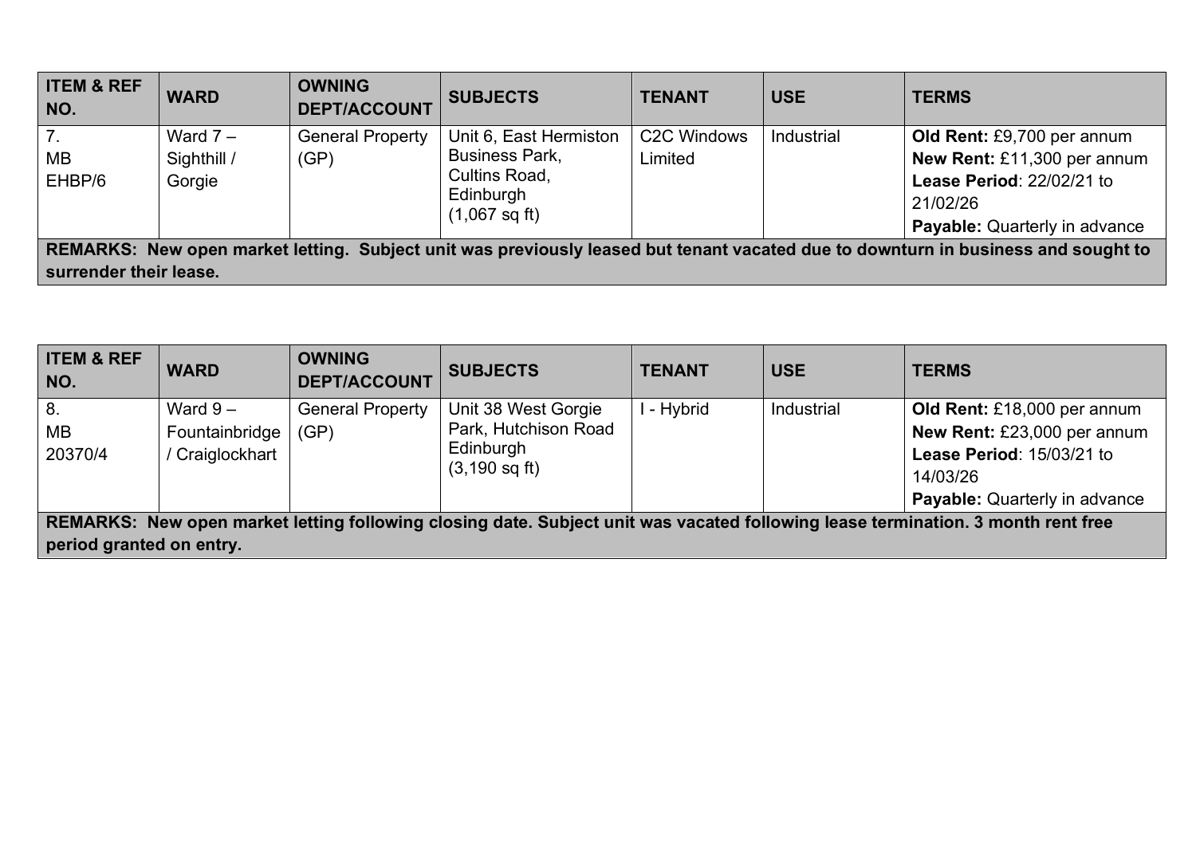| ITEM & REF NO. | WARD | OWNING DEPT/ACCOUNT | SUBJECTS | TENANT | USE | TERMS |
|---|---|---|---|---|---|---|
| 7. MB EHBP/6 | Ward 7 – Sighthill / Gorgie | General Property (GP) | Unit 6, East Hermiston Business Park, Cultins Road, Edinburgh (1,067 sq ft) | C2C Windows Limited | Industrial | **Old Rent:** £9,700 per annum **New Rent:** £11,300 per annum **Lease Period**: 22/02/21 to 21/02/26 **Payable:** Quarterly in advance |
| **REMARKS: New open market letting. Subject unit was previously leased but tenant vacated due to downturn in business and sought to surrender their lease.** | | | | | | |

| ITEM & REF NO. | WARD | OWNING DEPT/ACCOUNT | SUBJECTS | TENANT | USE | TERMS |
|---|---|---|---|---|---|---|
| 8. MB 20370/4 | Ward 9 – Fountainbridge / Craiglockhart | General Property (GP) | Unit 38 West Gorgie Park, Hutchison Road Edinburgh (3,190 sq ft) | I - Hybrid | Industrial | **Old Rent:** £18,000 per annum **New Rent:** £23,000 per annum **Lease Period**: 15/03/21 to 14/03/26 **Payable:** Quarterly in advance |
| **REMARKS: New open market letting following closing date. Subject unit was vacated following lease termination. 3 month rent free period granted on entry.** | | | | | | |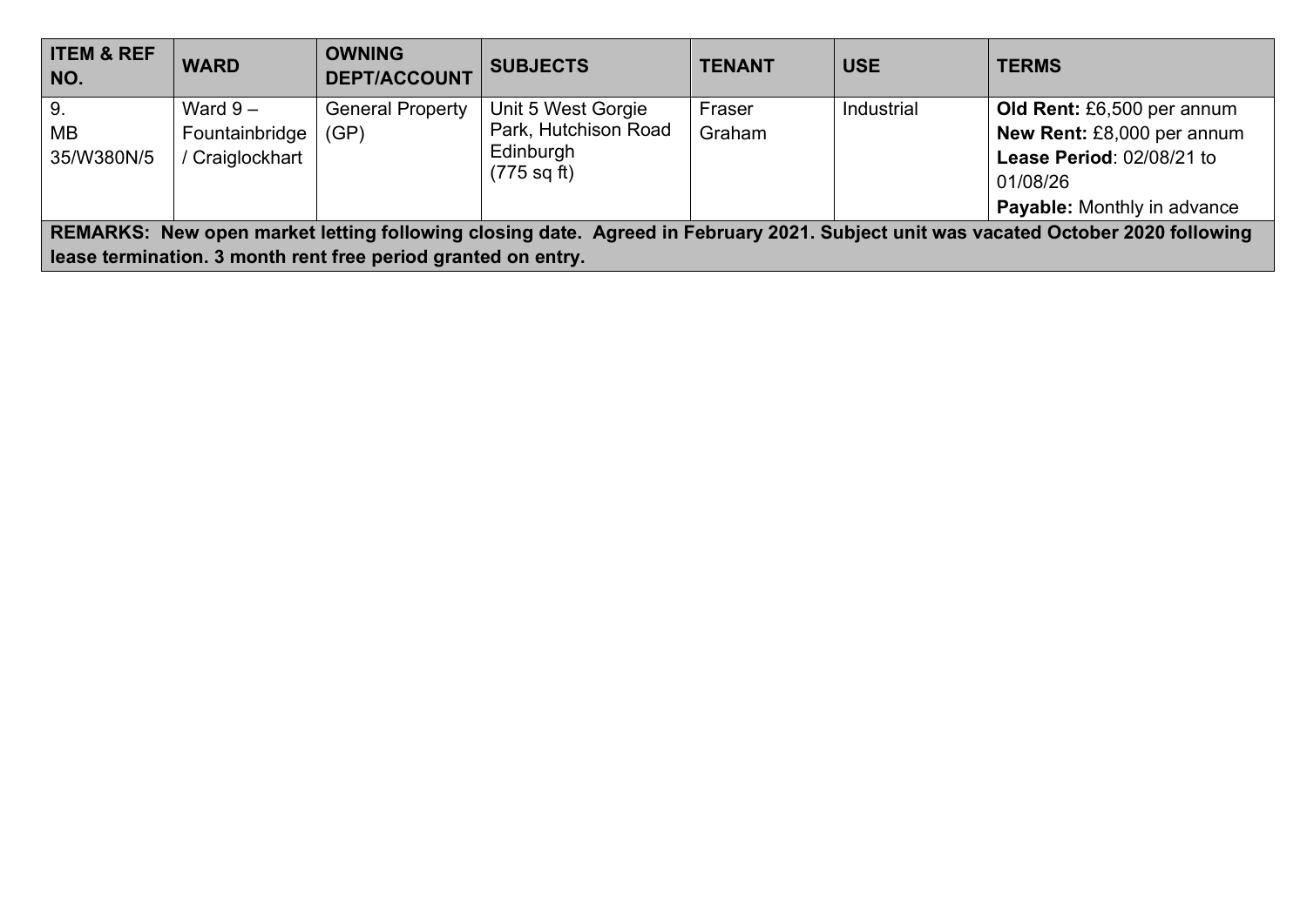| ITEM & REF NO. | WARD | OWNING DEPT/ACCOUNT | SUBJECTS | TENANT | USE | TERMS |
|---|---|---|---|---|---|---|
| 9.<br>MB<br>35/W380N/5 | Ward 9 – Fountainbridge / Craiglockhart | General Property (GP) | Unit 5 West Gorgie Park, Hutchison Road Edinburgh<br>(775 sq ft) | Fraser Graham | Industrial | **Old Rent:** £6,500 per annum<br>**New Rent:** £8,000 per annum<br>**Lease Period**: 02/08/21 to 01/08/26<br>**Payable:** Monthly in advance |
| **REMARKS: New open market letting following closing date. Agreed in February 2021. Subject unit was vacated October 2020 following lease termination. 3 month rent free period granted on entry.** | | | | | | |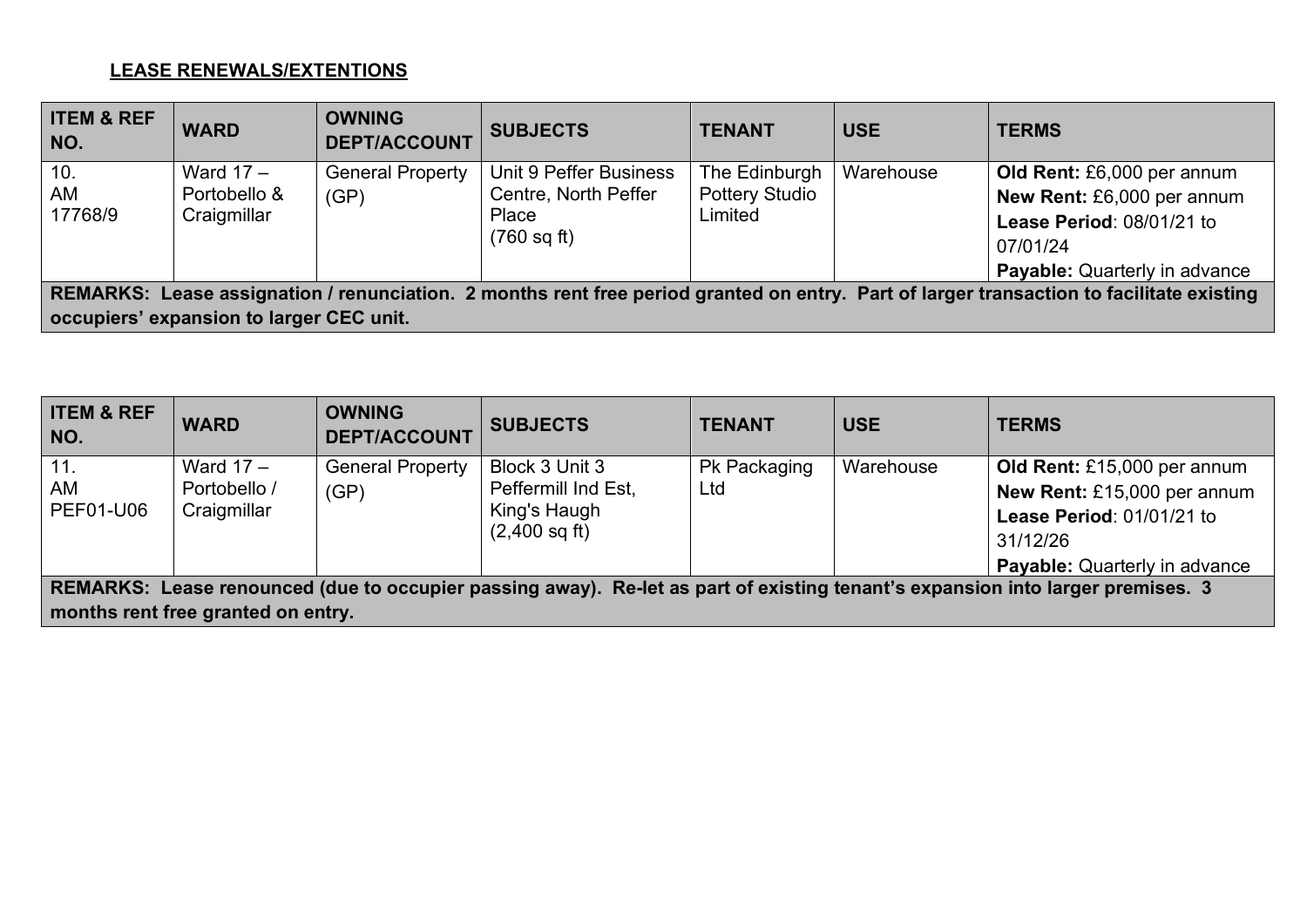**LEASE RENEWALS/EXTENTIONS**

| ITEM & REF NO. | WARD | OWNING DEPT/ACCOUNT | SUBJECTS | TENANT | USE | TERMS |
|---|---|---|---|---|---|---|
| 10. AM 17768/9 | Ward 17 – Portobello & Craigmillar | General Property (GP) | Unit 9 Peffer Business Centre, North Peffer Place (760 sq ft) | The Edinburgh Pottery Studio Limited | Warehouse | **Old Rent:** £6,000 per annum **New Rent:** £6,000 per annum **Lease Period**: 08/01/21 to 07/01/24 **Payable:** Quarterly in advance |
| **REMARKS: Lease assignation / renunciation. 2 months rent free period granted on entry. Part of larger transaction to facilitate existing occupiers' expansion to larger CEC unit.** | | | | | | |

| ITEM & REF NO. | WARD | OWNING DEPT/ACCOUNT | SUBJECTS | TENANT | USE | TERMS |
|---|---|---|---|---|---|---|
| 11. AM PEF01-U06 | Ward 17 – Portobello / Craigmillar | General Property (GP) | Block 3 Unit 3 Peffermill Ind Est, King's Haugh (2,400 sq ft) | Pk Packaging Ltd | Warehouse | **Old Rent:** £15,000 per annum **New Rent:** £15,000 per annum **Lease Period**: 01/01/21 to 31/12/26 **Payable:** Quarterly in advance |
| **REMARKS: Lease renounced (due to occupier passing away). Re-let as part of existing tenant's expansion into larger premises. 3 months rent free granted on entry.** | | | | | | |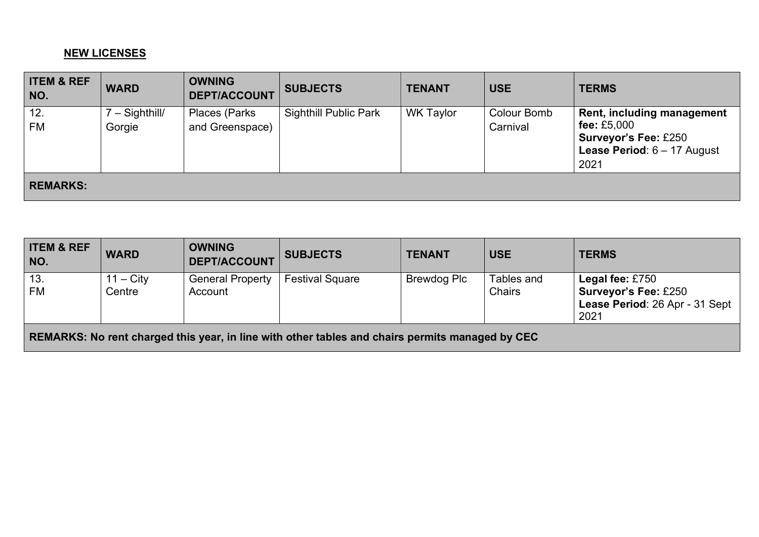**NEW LICENSES**

| ITEM & REF NO. | WARD | OWNING DEPT/ACCOUNT | SUBJECTS | TENANT | USE | TERMS |
|---|---|---|---|---|---|---|
| 12. FM | 7 – Sighthill/ Gorgie | Places (Parks and Greenspace) | Sighthill Public Park | WK Taylor | Colour Bomb Carnival | **Rent, including management fee:** £5,000<br>**Surveyor's Fee:** £250<br>**Lease Period**: 6 – 17 August 2021 |
| **REMARKS:** | | | | | | |

| ITEM & REF NO. | WARD | OWNING DEPT/ACCOUNT | SUBJECTS | TENANT | USE | TERMS |
|---|---|---|---|---|---|---|
| 13. FM | 11 – City Centre | General Property Account | Festival Square | Brewdog Plc | Tables and Chairs | **Legal fee:** £750<br>**Surveyor's Fee:** £250<br>**Lease Period**: 26 Apr - 31 Sept 2021 |
| **REMARKS: No rent charged this year, in line with other tables and chairs permits managed by CEC** | | | | | | |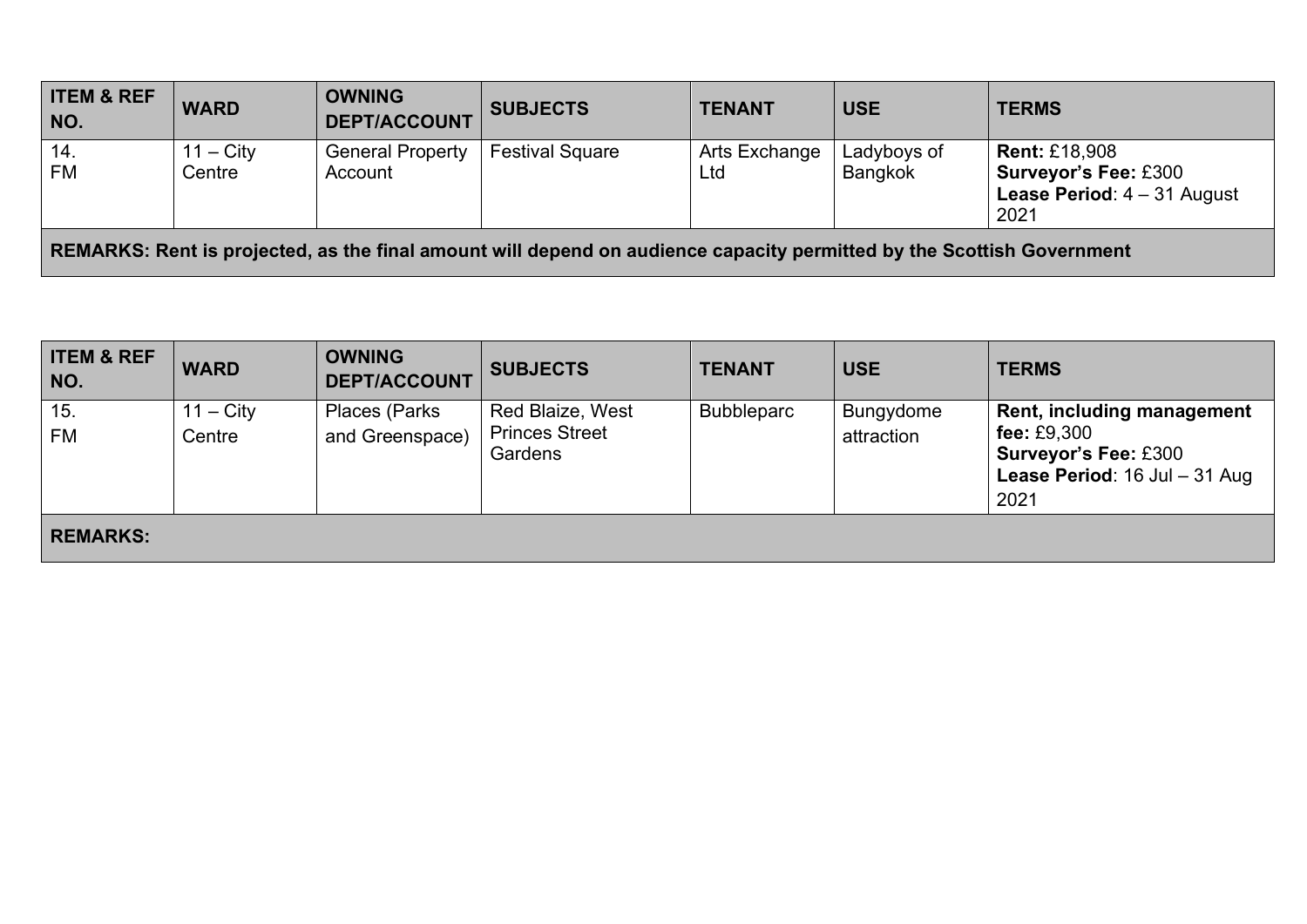| ITEM & REF NO. | WARD | OWNING DEPT/ACCOUNT | SUBJECTS | TENANT | USE | TERMS |
| --- | --- | --- | --- | --- | --- | --- |
| 14. FM | 11 – City Centre | General Property Account | Festival Square | Arts Exchange Ltd | Ladyboys of Bangkok | **Rent:** £18,908 **Surveyor's Fee:** £300 **Lease Period**: 4 – 31 August 2021 |
| **REMARKS: Rent is projected, as the final amount will depend on audience capacity permitted by the Scottish Government** | | | | | | |

| ITEM & REF NO. | WARD | OWNING DEPT/ACCOUNT | SUBJECTS | TENANT | USE | TERMS |
| --- | --- | --- | --- | --- | --- | --- |
| 15. FM | 11 – City Centre | Places (Parks and Greenspace) | Red Blaize, West Princes Street Gardens | Bubbleparc | Bungydome attraction | **Rent, including management fee:** £9,300 **Surveyor's Fee:** £300 **Lease Period**: 16 Jul – 31 Aug 2021 |
| **REMARKS:** | | | | | | |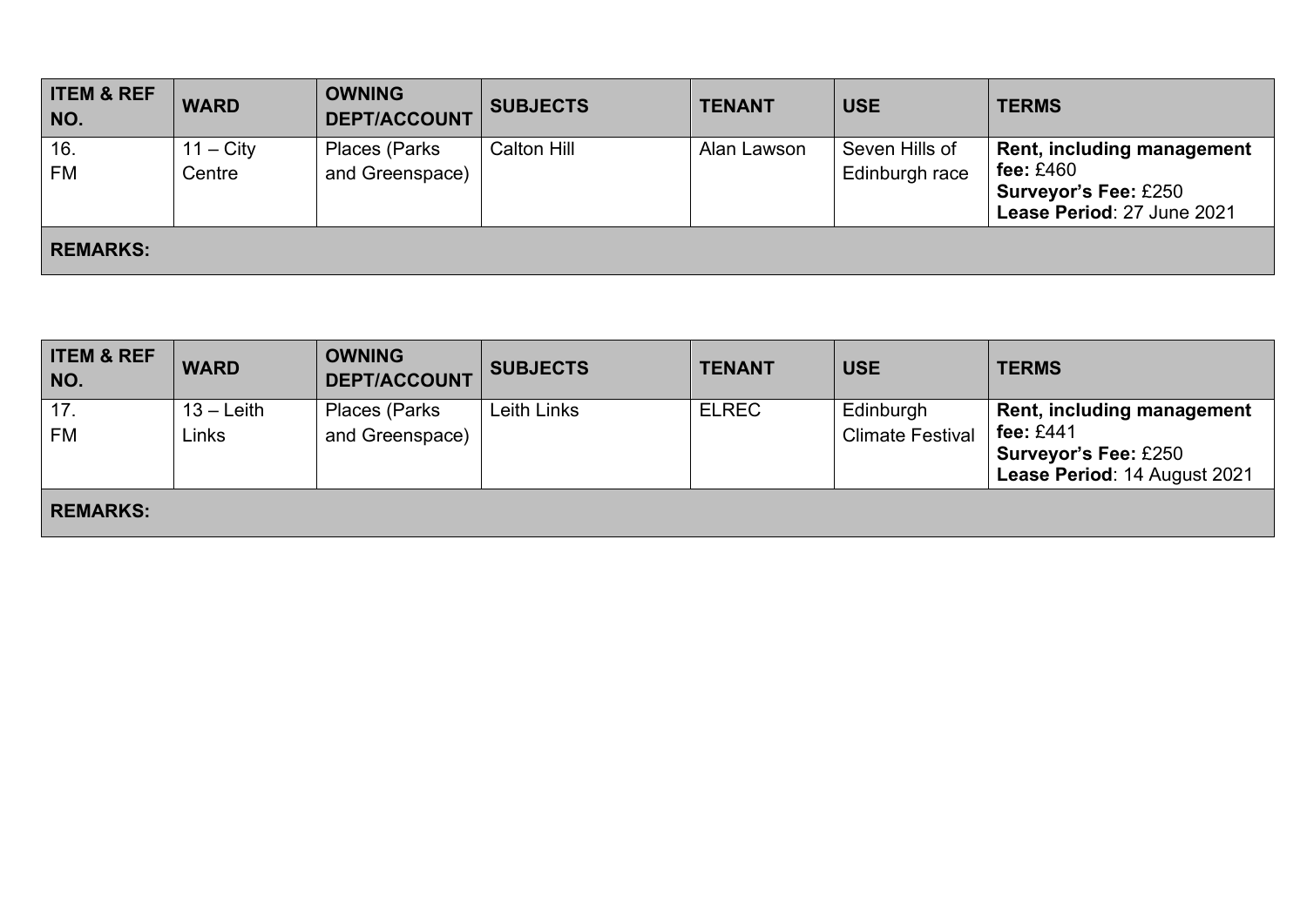| ITEM & REF NO. | WARD | OWNING DEPT/ACCOUNT | SUBJECTS | TENANT | USE | TERMS |
| --- | --- | --- | --- | --- | --- | --- |
| 16. FM | 11 – City Centre | Places (Parks and Greenspace) | Calton Hill | Alan Lawson | Seven Hills of Edinburgh race | **Rent, including management fee:** £460 **Surveyor's Fee:** £250 **Lease Period**: 27 June 2021 |
| **REMARKS:** | | | | | | |

| ITEM & REF NO. | WARD | OWNING DEPT/ACCOUNT | SUBJECTS | TENANT | USE | TERMS |
| --- | --- | --- | --- | --- | --- | --- |
| 17. FM | 13 – Leith Links | Places (Parks and Greenspace) | Leith Links | ELREC | Edinburgh Climate Festival | **Rent, including management fee:** £441 **Surveyor's Fee:** £250 **Lease Period**: 14 August 2021 |
| **REMARKS:** | | | | | | |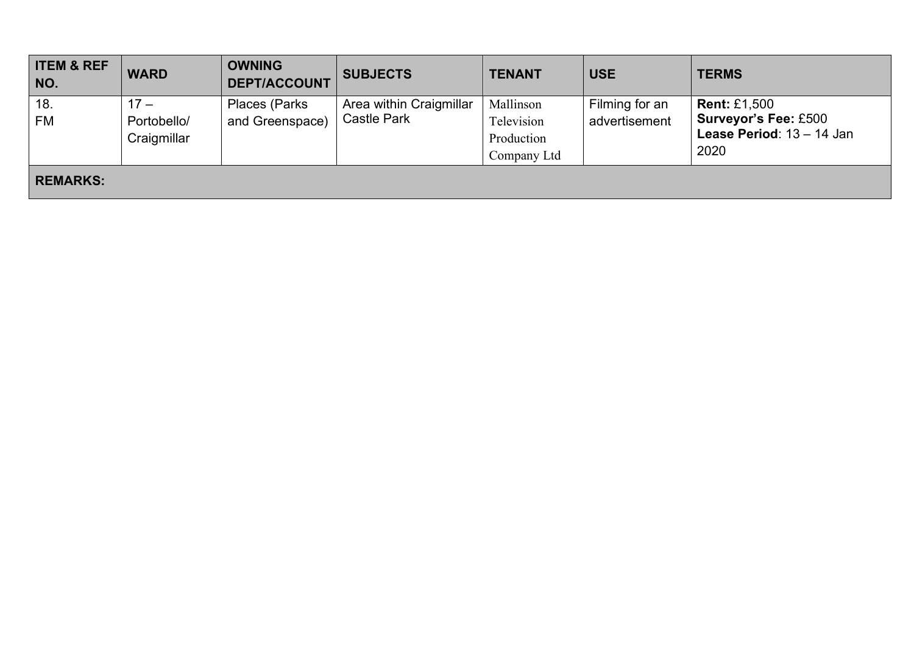| ITEM & REF NO. | WARD | OWNING DEPT/ACCOUNT | SUBJECTS | TENANT | USE | TERMS |
|---|---|---|---|---|---|---|
| 18. FM | 17 – Portobello/ Craigmillar | Places (Parks and Greenspace) | Area within Craigmillar Castle Park | Mallinson Television Production Company Ltd | Filming for an advertisement | **Rent:** £1,500 **Surveyor's Fee:** £500 **Lease Period**: 13 – 14 Jan 2020 |
| **REMARKS:** | | | | | | |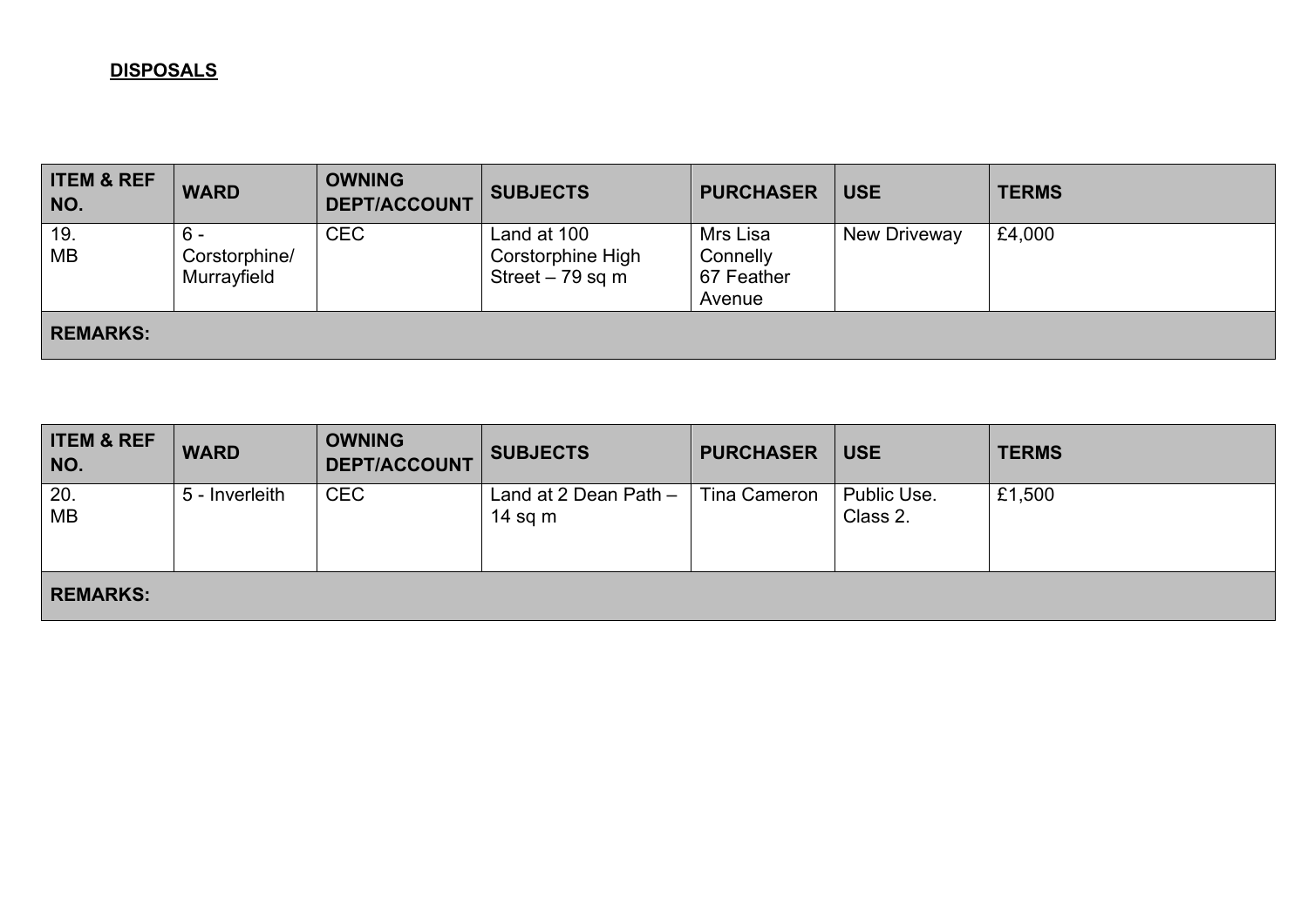**DISPOSALS**

| ITEM & REF NO. | WARD | OWNING DEPT/ACCOUNT | SUBJECTS | PURCHASER | USE | TERMS |
|---|---|---|---|---|---|---|
| 19. MB | 6 - Corstorphine/ Murrayfield | CEC | Land at 100 Corstorphine High Street – 79 sq m | Mrs Lisa Connelly 67 Feather Avenue | New Driveway | £4,000 |
| **REMARKS:** | | | | | | |

| ITEM & REF NO. | WARD | OWNING DEPT/ACCOUNT | SUBJECTS | PURCHASER | USE | TERMS |
|---|---|---|---|---|---|---|
| 20. MB | 5 - Inverleith | CEC | Land at 2 Dean Path – 14 sq m | Tina Cameron | Public Use. Class 2. | £1,500 |
| **REMARKS:** | | | | | | |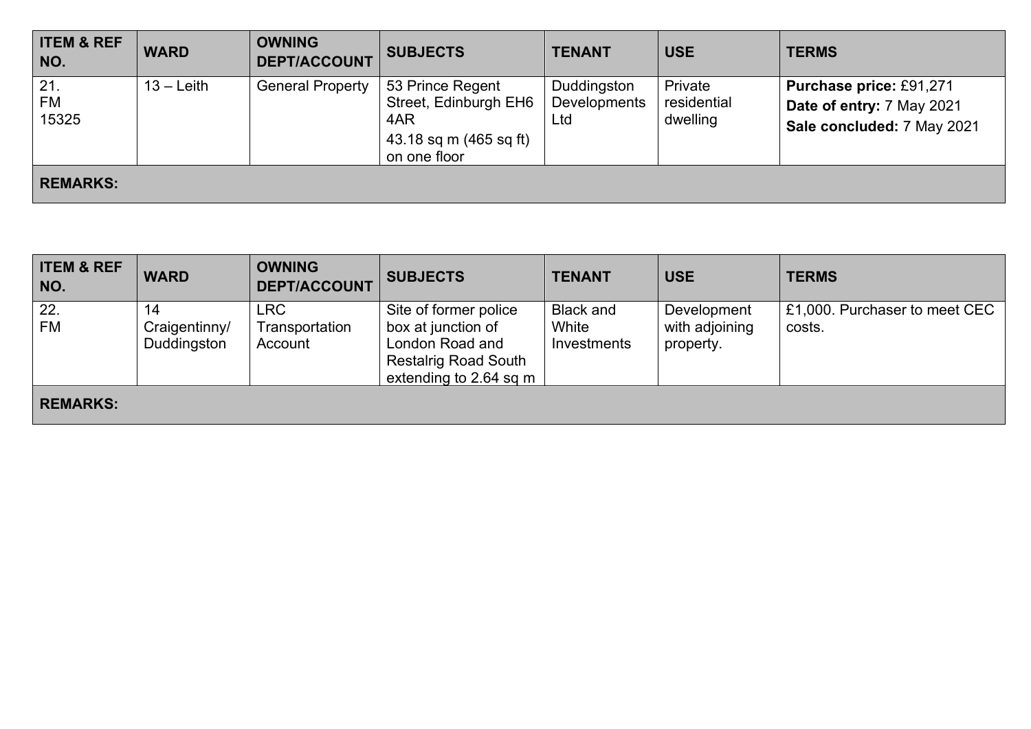| ITEM & REF NO. | WARD | OWNING DEPT/ACCOUNT | SUBJECTS | TENANT | USE | TERMS |
|---|---|---|---|---|---|---|
| 21. FM 15325 | 13 – Leith | General Property | 53 Prince Regent Street, Edinburgh EH6 4AR 43.18 sq m (465 sq ft) on one floor | Duddingston Developments Ltd | Private residential dwelling | **Purchase price:** £91,271 **Date of entry:** 7 May 2021 **Sale concluded:** 7 May 2021 |
| **REMARKS:** | | | | | | |

| ITEM & REF NO. | WARD | OWNING DEPT/ACCOUNT | SUBJECTS | TENANT | USE | TERMS |
|---|---|---|---|---|---|---|
| 22. FM | 14 Craigentinny/ Duddingston | LRC Transportation Account | Site of former police box at junction of London Road and Restalrig Road South extending to 2.64 sq m | Black and White Investments | Development with adjoining property. | £1,000. Purchaser to meet CEC costs. |
| **REMARKS:** | | | | | | |